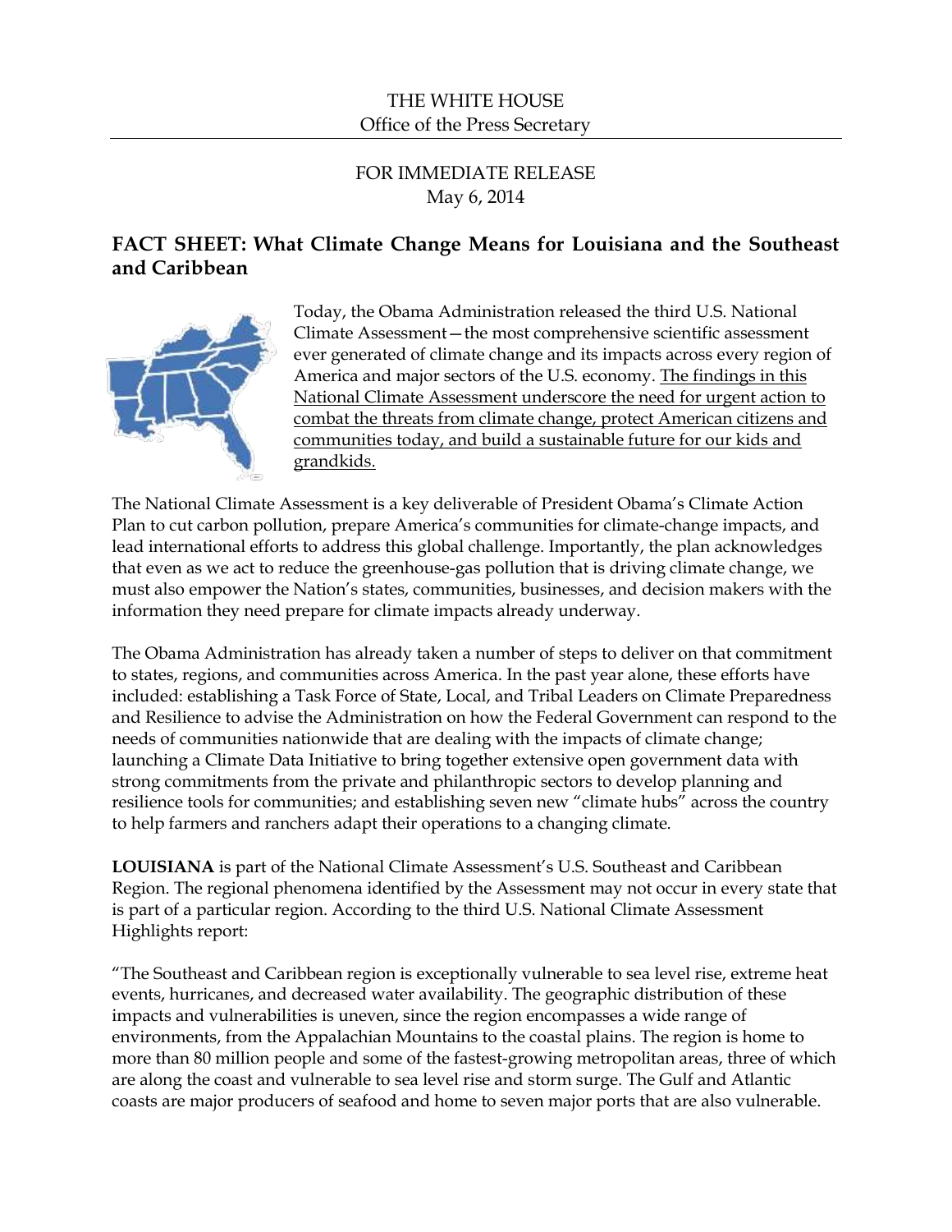THE WHITE HOUSE
Office of the Press Secretary

FOR IMMEDIATE RELEASE
May 6, 2014

## FACT SHEET: What Climate Change Means for Louisiana and the Southeast and Caribbean

Today, the Obama Administration released the third U.S. National Climate Assessment—the most comprehensive scientific assessment ever generated of climate change and its impacts across every region of America and major sectors of the U.S. economy. The findings in this National Climate Assessment underscore the need for urgent action to combat the threats from climate change, protect American citizens and communities today, and build a sustainable future for our kids and grandkids.

The National Climate Assessment is a key deliverable of President Obama's Climate Action Plan to cut carbon pollution, prepare America's communities for climate-change impacts, and lead international efforts to address this global challenge. Importantly, the plan acknowledges that even as we act to reduce the greenhouse-gas pollution that is driving climate change, we must also empower the Nation's states, communities, businesses, and decision makers with the information they need prepare for climate impacts already underway.

The Obama Administration has already taken a number of steps to deliver on that commitment to states, regions, and communities across America. In the past year alone, these efforts have included: establishing a Task Force of State, Local, and Tribal Leaders on Climate Preparedness and Resilience to advise the Administration on how the Federal Government can respond to the needs of communities nationwide that are dealing with the impacts of climate change; launching a Climate Data Initiative to bring together extensive open government data with strong commitments from the private and philanthropic sectors to develop planning and resilience tools for communities; and establishing seven new "climate hubs" across the country to help farmers and ranchers adapt their operations to a changing climate.

**LOUISIANA** is part of the National Climate Assessment's U.S. Southeast and Caribbean Region. The regional phenomena identified by the Assessment may not occur in every state that is part of a particular region. According to the third U.S. National Climate Assessment Highlights report:

"The Southeast and Caribbean region is exceptionally vulnerable to sea level rise, extreme heat events, hurricanes, and decreased water availability. The geographic distribution of these impacts and vulnerabilities is uneven, since the region encompasses a wide range of environments, from the Appalachian Mountains to the coastal plains. The region is home to more than 80 million people and some of the fastest-growing metropolitan areas, three of which are along the coast and vulnerable to sea level rise and storm surge. The Gulf and Atlantic coasts are major producers of seafood and home to seven major ports that are also vulnerable.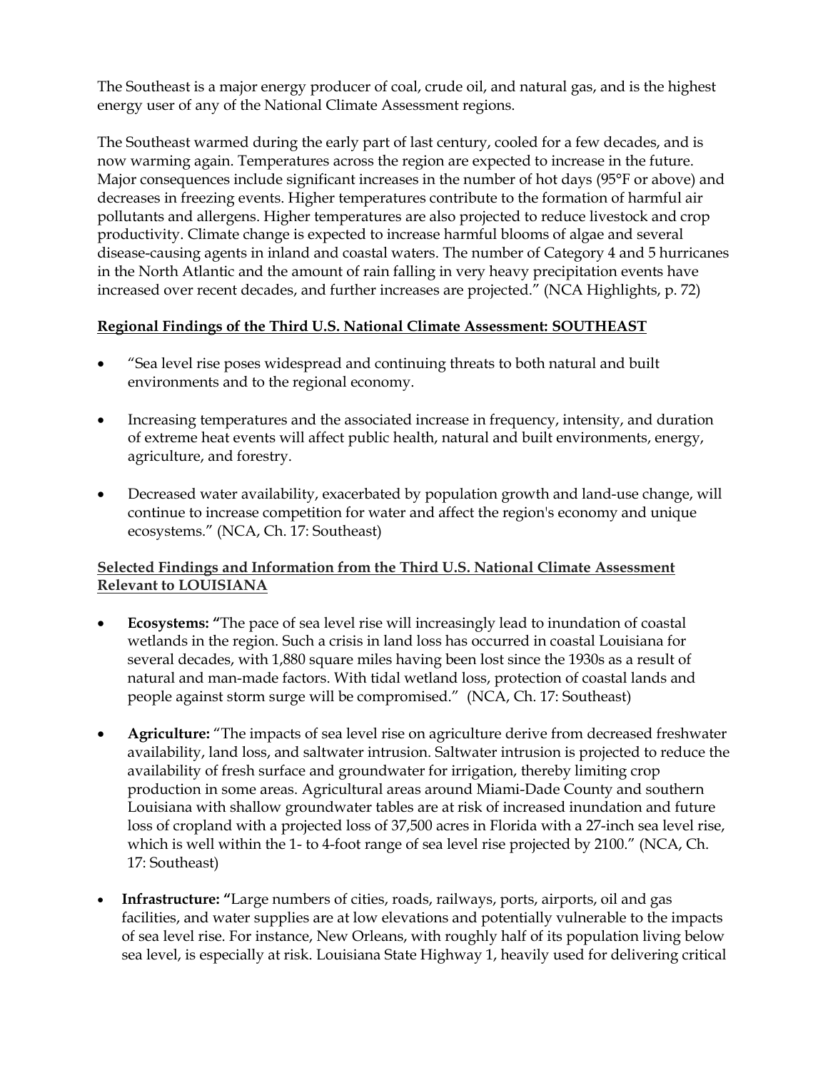The Southeast is a major energy producer of coal, crude oil, and natural gas, and is the highest energy user of any of the National Climate Assessment regions.

The Southeast warmed during the early part of last century, cooled for a few decades, and is now warming again. Temperatures across the region are expected to increase in the future. Major consequences include significant increases in the number of hot days (95°F or above) and decreases in freezing events. Higher temperatures contribute to the formation of harmful air pollutants and allergens. Higher temperatures are also projected to reduce livestock and crop productivity. Climate change is expected to increase harmful blooms of algae and several disease-causing agents in inland and coastal waters. The number of Category 4 and 5 hurricanes in the North Atlantic and the amount of rain falling in very heavy precipitation events have increased over recent decades, and further increases are projected." (NCA Highlights, p. 72)

**Regional Findings of the Third U.S. National Climate Assessment: SOUTHEAST**

- "Sea level rise poses widespread and continuing threats to both natural and built environments and to the regional economy.
- Increasing temperatures and the associated increase in frequency, intensity, and duration of extreme heat events will affect public health, natural and built environments, energy, agriculture, and forestry.
- Decreased water availability, exacerbated by population growth and land-use change, will continue to increase competition for water and affect the region's economy and unique ecosystems." (NCA, Ch. 17: Southeast)

**Selected Findings and Information from the Third U.S. National Climate Assessment Relevant to LOUISIANA**

- **Ecosystems:** "The pace of sea level rise will increasingly lead to inundation of coastal wetlands in the region. Such a crisis in land loss has occurred in coastal Louisiana for several decades, with 1,880 square miles having been lost since the 1930s as a result of natural and man-made factors. With tidal wetland loss, protection of coastal lands and people against storm surge will be compromised." (NCA, Ch. 17: Southeast)
- **Agriculture:** "The impacts of sea level rise on agriculture derive from decreased freshwater availability, land loss, and saltwater intrusion. Saltwater intrusion is projected to reduce the availability of fresh surface and groundwater for irrigation, thereby limiting crop production in some areas. Agricultural areas around Miami-Dade County and southern Louisiana with shallow groundwater tables are at risk of increased inundation and future loss of cropland with a projected loss of 37,500 acres in Florida with a 27-inch sea level rise, which is well within the 1- to 4-foot range of sea level rise projected by 2100." (NCA, Ch. 17: Southeast)
- **Infrastructure:** "Large numbers of cities, roads, railways, ports, airports, oil and gas facilities, and water supplies are at low elevations and potentially vulnerable to the impacts of sea level rise. For instance, New Orleans, with roughly half of its population living below sea level, is especially at risk. Louisiana State Highway 1, heavily used for delivering critical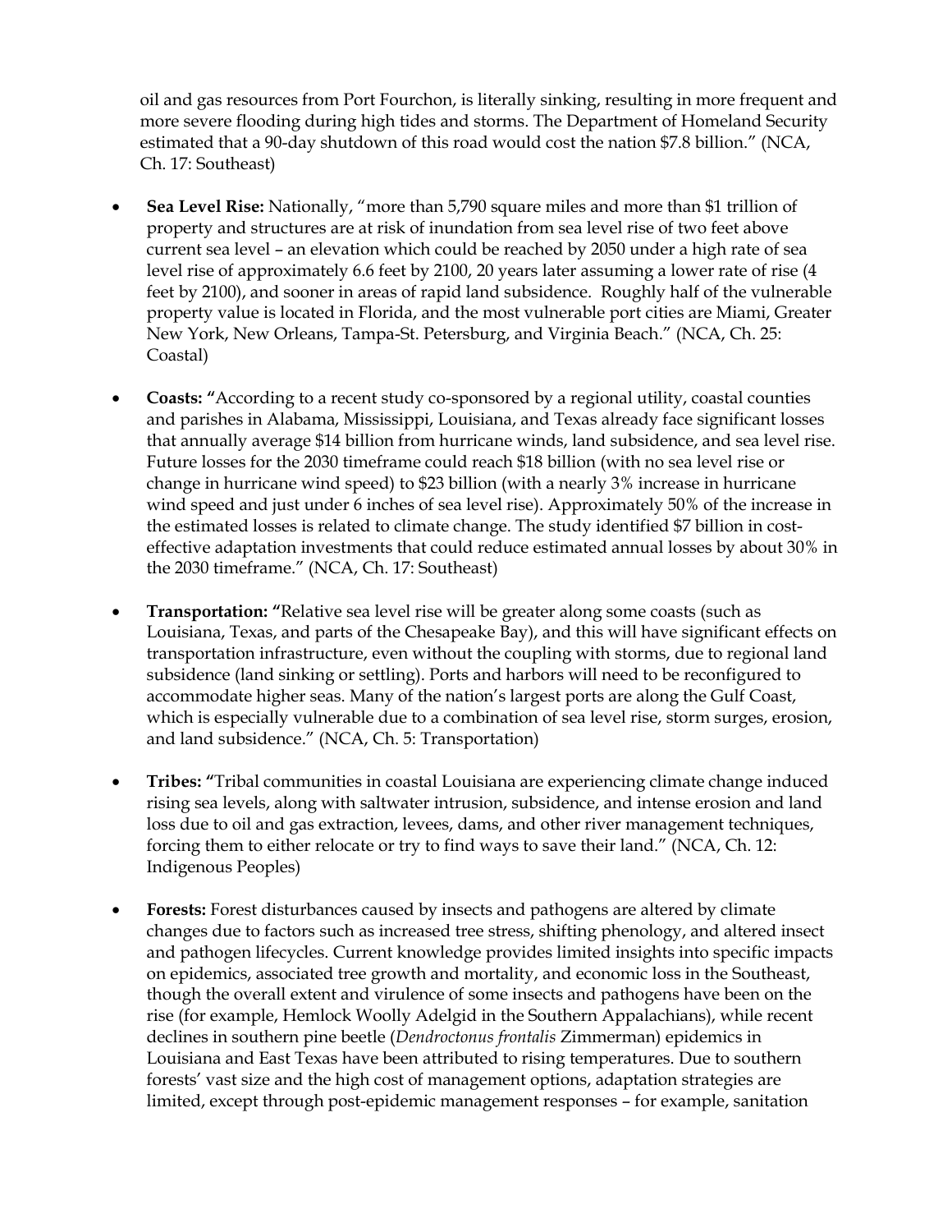oil and gas resources from Port Fourchon, is literally sinking, resulting in more frequent and more severe flooding during high tides and storms. The Department of Homeland Security estimated that a 90-day shutdown of this road would cost the nation $7.8 billion." (NCA, Ch. 17: Southeast)

- **Sea Level Rise:** Nationally, "more than 5,790 square miles and more than $1 trillion of property and structures are at risk of inundation from sea level rise of two feet above current sea level – an elevation which could be reached by 2050 under a high rate of sea level rise of approximately 6.6 feet by 2100, 20 years later assuming a lower rate of rise (4 feet by 2100), and sooner in areas of rapid land subsidence. Roughly half of the vulnerable property value is located in Florida, and the most vulnerable port cities are Miami, Greater New York, New Orleans, Tampa-St. Petersburg, and Virginia Beach." (NCA, Ch. 25: Coastal)

- **Coasts:** "According to a recent study co-sponsored by a regional utility, coastal counties and parishes in Alabama, Mississippi, Louisiana, and Texas already face significant losses that annually average $14 billion from hurricane winds, land subsidence, and sea level rise. Future losses for the 2030 timeframe could reach $18 billion (with no sea level rise or change in hurricane wind speed) to $23 billion (with a nearly 3% increase in hurricane wind speed and just under 6 inches of sea level rise). Approximately 50% of the increase in the estimated losses is related to climate change. The study identified $7 billion in cost-effective adaptation investments that could reduce estimated annual losses by about 30% in the 2030 timeframe." (NCA, Ch. 17: Southeast)

- **Transportation:** "Relative sea level rise will be greater along some coasts (such as Louisiana, Texas, and parts of the Chesapeake Bay), and this will have significant effects on transportation infrastructure, even without the coupling with storms, due to regional land subsidence (land sinking or settling). Ports and harbors will need to be reconfigured to accommodate higher seas. Many of the nation's largest ports are along the Gulf Coast, which is especially vulnerable due to a combination of sea level rise, storm surges, erosion, and land subsidence." (NCA, Ch. 5: Transportation)

- **Tribes:** "Tribal communities in coastal Louisiana are experiencing climate change induced rising sea levels, along with saltwater intrusion, subsidence, and intense erosion and land loss due to oil and gas extraction, levees, dams, and other river management techniques, forcing them to either relocate or try to find ways to save their land." (NCA, Ch. 12: Indigenous Peoples)

- **Forests:** Forest disturbances caused by insects and pathogens are altered by climate changes due to factors such as increased tree stress, shifting phenology, and altered insect and pathogen lifecycles. Current knowledge provides limited insights into specific impacts on epidemics, associated tree growth and mortality, and economic loss in the Southeast, though the overall extent and virulence of some insects and pathogens have been on the rise (for example, Hemlock Woolly Adelgid in the Southern Appalachians), while recent declines in southern pine beetle (*Dendroctonus frontalis* Zimmerman) epidemics in Louisiana and East Texas have been attributed to rising temperatures. Due to southern forests' vast size and the high cost of management options, adaptation strategies are limited, except through post-epidemic management responses – for example, sanitation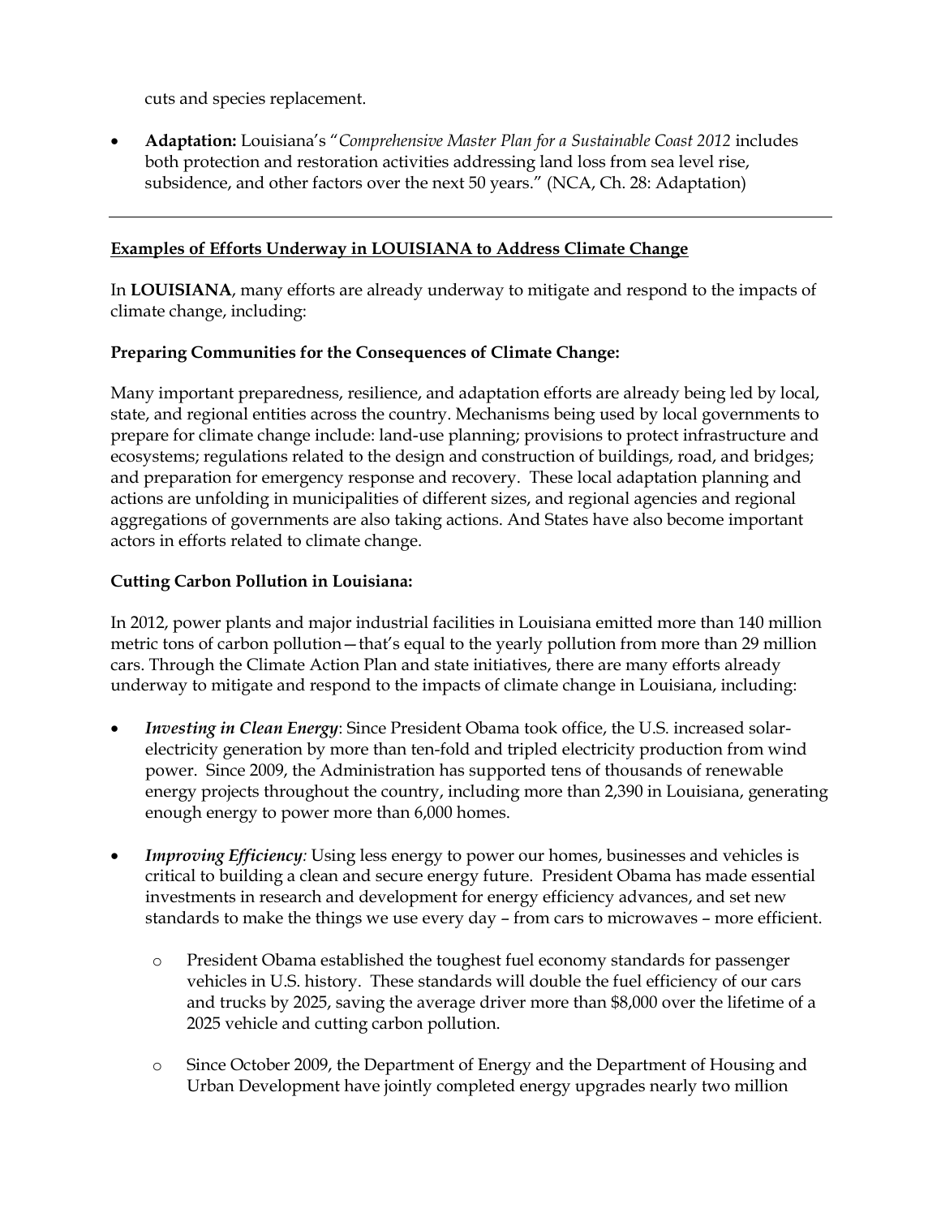cuts and species replacement.

- **Adaptation:** Louisiana's "*Comprehensive Master Plan for a Sustainable Coast 2012* includes both protection and restoration activities addressing land loss from sea level rise, subsidence, and other factors over the next 50 years." (NCA, Ch. 28: Adaptation)

---

## Examples of Efforts Underway in LOUISIANA to Address Climate Change

In **LOUISIANA**, many efforts are already underway to mitigate and respond to the impacts of climate change, including:

### Preparing Communities for the Consequences of Climate Change:

Many important preparedness, resilience, and adaptation efforts are already being led by local, state, and regional entities across the country. Mechanisms being used by local governments to prepare for climate change include: land-use planning; provisions to protect infrastructure and ecosystems; regulations related to the design and construction of buildings, road, and bridges; and preparation for emergency response and recovery. These local adaptation planning and actions are unfolding in municipalities of different sizes, and regional agencies and regional aggregations of governments are also taking actions. And States have also become important actors in efforts related to climate change.

### Cutting Carbon Pollution in Louisiana:

In 2012, power plants and major industrial facilities in Louisiana emitted more than 140 million metric tons of carbon pollution—that's equal to the yearly pollution from more than 29 million cars. Through the Climate Action Plan and state initiatives, there are many efforts already underway to mitigate and respond to the impacts of climate change in Louisiana, including:

- ***Investing in Clean Energy***: Since President Obama took office, the U.S. increased solar-electricity generation by more than ten-fold and tripled electricity production from wind power. Since 2009, the Administration has supported tens of thousands of renewable energy projects throughout the country, including more than 2,390 in Louisiana, generating enough energy to power more than 6,000 homes.

- ***Improving Efficiency:*** Using less energy to power our homes, businesses and vehicles is critical to building a clean and secure energy future. President Obama has made essential investments in research and development for energy efficiency advances, and set new standards to make the things we use every day – from cars to microwaves – more efficient.

  - President Obama established the toughest fuel economy standards for passenger vehicles in U.S. history. These standards will double the fuel efficiency of our cars and trucks by 2025, saving the average driver more than $8,000 over the lifetime of a 2025 vehicle and cutting carbon pollution.

  - Since October 2009, the Department of Energy and the Department of Housing and Urban Development have jointly completed energy upgrades nearly two million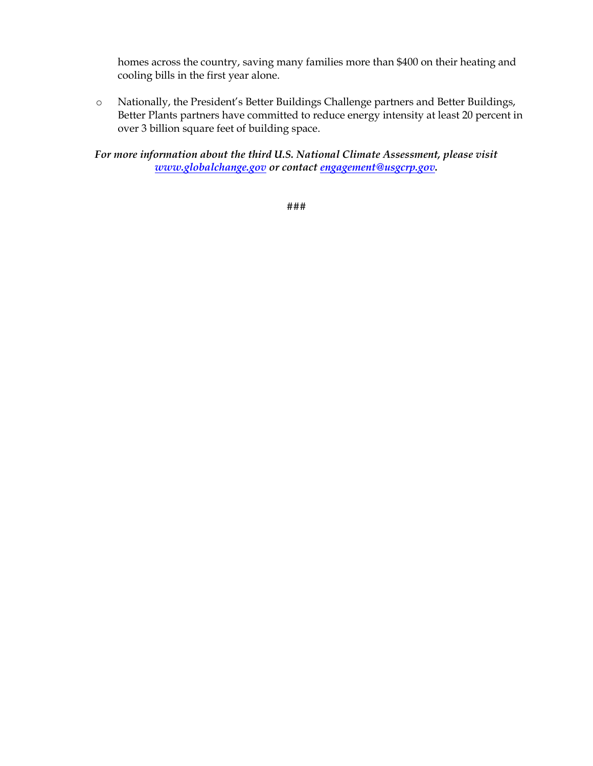homes across the country, saving many families more than $400 on their heating and cooling bills in the first year alone.

- Nationally, the President's Better Buildings Challenge partners and Better Buildings, Better Plants partners have committed to reduce energy intensity at least 20 percent in over 3 billion square feet of building space.

***For more information about the third U.S. National Climate Assessment, please visit [www.globalchange.gov](http://www.globalchange.gov) or contact [engagement@usgcrp.gov](mailto:engagement@usgcrp.gov).***

###